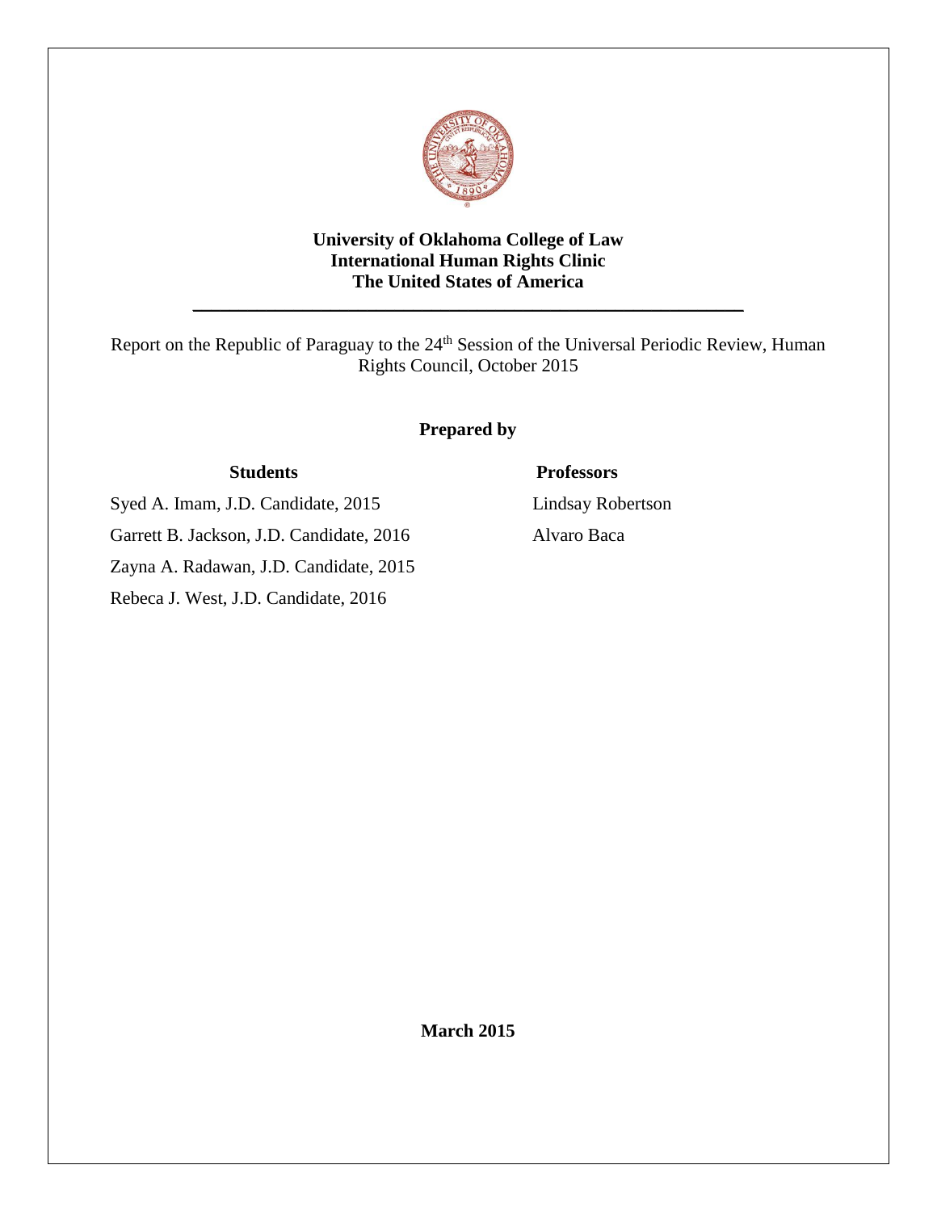**University of Oklahoma College of Law**
**International Human Rights Clinic**
**The United States of America**

---

Report on the Republic of Paraguay to the 24th Session of the Universal Periodic Review, Human Rights Council, October 2015

**Prepared by**

| Students | Professors |
| --- | --- |
| Syed A. Imam, J.D. Candidate, 2015 | Lindsay Robertson |
| Garrett B. Jackson, J.D. Candidate, 2016 | Alvaro Baca |
| Zayna A. Radawan, J.D. Candidate, 2015 | |
| Rebeca J. West, J.D. Candidate, 2016 | |

**March 2015**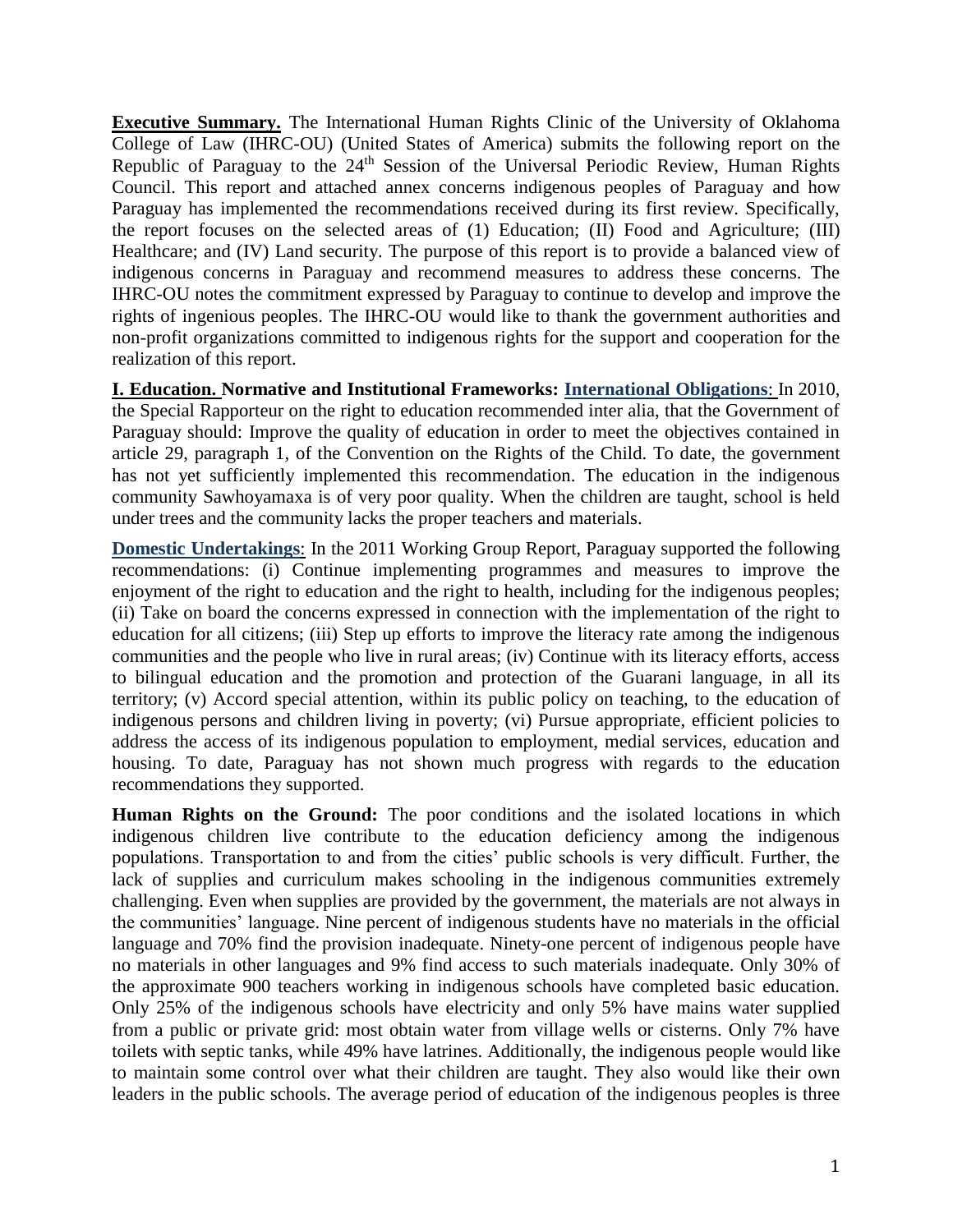**Executive Summary.** The International Human Rights Clinic of the University of Oklahoma College of Law (IHRC-OU) (United States of America) submits the following report on the Republic of Paraguay to the 24th Session of the Universal Periodic Review, Human Rights Council. This report and attached annex concerns indigenous peoples of Paraguay and how Paraguay has implemented the recommendations received during its first review. Specifically, the report focuses on the selected areas of (1) Education; (II) Food and Agriculture; (III) Healthcare; and (IV) Land security. The purpose of this report is to provide a balanced view of indigenous concerns in Paraguay and recommend measures to address these concerns. The IHRC-OU notes the commitment expressed by Paraguay to continue to develop and improve the rights of ingenious peoples. The IHRC-OU would like to thank the government authorities and non-profit organizations committed to indigenous rights for the support and cooperation for the realization of this report.

**I. Education. Normative and Institutional Frameworks: International Obligations**: In 2010, the Special Rapporteur on the right to education recommended inter alia, that the Government of Paraguay should: Improve the quality of education in order to meet the objectives contained in article 29, paragraph 1, of the Convention on the Rights of the Child. To date, the government has not yet sufficiently implemented this recommendation. The education in the indigenous community Sawhoyamaxa is of very poor quality. When the children are taught, school is held under trees and the community lacks the proper teachers and materials.

**Domestic Undertakings**: In the 2011 Working Group Report, Paraguay supported the following recommendations: (i) Continue implementing programmes and measures to improve the enjoyment of the right to education and the right to health, including for the indigenous peoples; (ii) Take on board the concerns expressed in connection with the implementation of the right to education for all citizens; (iii) Step up efforts to improve the literacy rate among the indigenous communities and the people who live in rural areas; (iv) Continue with its literacy efforts, access to bilingual education and the promotion and protection of the Guarani language, in all its territory; (v) Accord special attention, within its public policy on teaching, to the education of indigenous persons and children living in poverty; (vi) Pursue appropriate, efficient policies to address the access of its indigenous population to employment, medial services, education and housing. To date, Paraguay has not shown much progress with regards to the education recommendations they supported.

**Human Rights on the Ground:** The poor conditions and the isolated locations in which indigenous children live contribute to the education deficiency among the indigenous populations. Transportation to and from the cities' public schools is very difficult. Further, the lack of supplies and curriculum makes schooling in the indigenous communities extremely challenging. Even when supplies are provided by the government, the materials are not always in the communities' language. Nine percent of indigenous students have no materials in the official language and 70% find the provision inadequate. Ninety-one percent of indigenous people have no materials in other languages and 9% find access to such materials inadequate. Only 30% of the approximate 900 teachers working in indigenous schools have completed basic education. Only 25% of the indigenous schools have electricity and only 5% have mains water supplied from a public or private grid: most obtain water from village wells or cisterns. Only 7% have toilets with septic tanks, while 49% have latrines. Additionally, the indigenous people would like to maintain some control over what their children are taught. They also would like their own leaders in the public schools. The average period of education of the indigenous peoples is three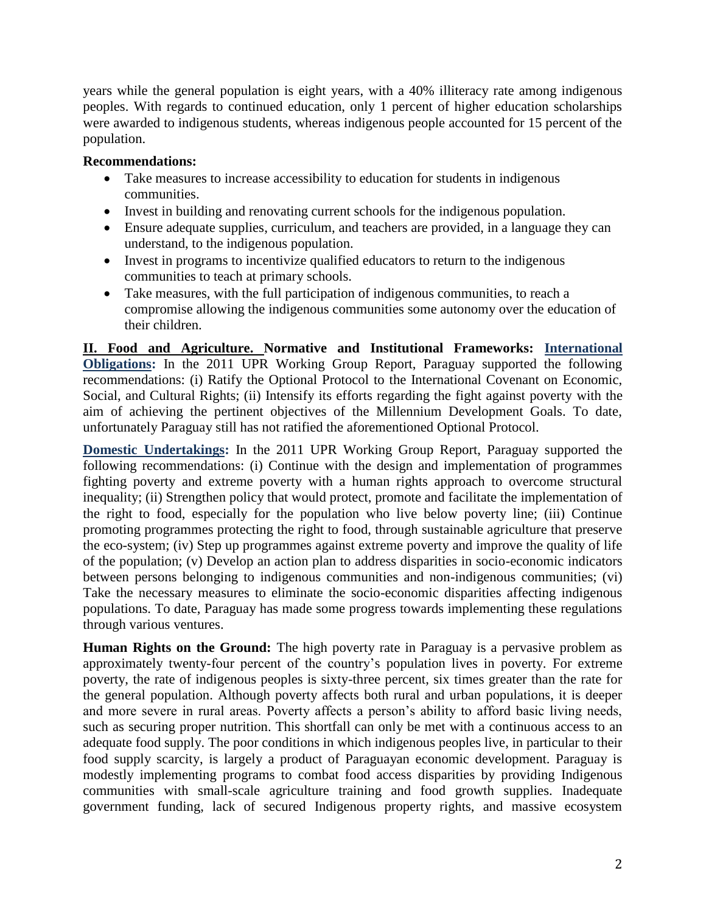years while the general population is eight years, with a 40% illiteracy rate among indigenous peoples. With regards to continued education, only 1 percent of higher education scholarships were awarded to indigenous students, whereas indigenous people accounted for 15 percent of the population.

**Recommendations:**

- Take measures to increase accessibility to education for students in indigenous communities.
- Invest in building and renovating current schools for the indigenous population.
- Ensure adequate supplies, curriculum, and teachers are provided, in a language they can understand, to the indigenous population.
- Invest in programs to incentivize qualified educators to return to the indigenous communities to teach at primary schools.
- Take measures, with the full participation of indigenous communities, to reach a compromise allowing the indigenous communities some autonomy over the education of their children.

**II. Food and Agriculture. Normative and Institutional Frameworks: International Obligations:** In the 2011 UPR Working Group Report, Paraguay supported the following recommendations: (i) Ratify the Optional Protocol to the International Covenant on Economic, Social, and Cultural Rights; (ii) Intensify its efforts regarding the fight against poverty with the aim of achieving the pertinent objectives of the Millennium Development Goals. To date, unfortunately Paraguay still has not ratified the aforementioned Optional Protocol.

**Domestic Undertakings:** In the 2011 UPR Working Group Report, Paraguay supported the following recommendations: (i) Continue with the design and implementation of programmes fighting poverty and extreme poverty with a human rights approach to overcome structural inequality; (ii) Strengthen policy that would protect, promote and facilitate the implementation of the right to food, especially for the population who live below poverty line; (iii) Continue promoting programmes protecting the right to food, through sustainable agriculture that preserve the eco-system; (iv) Step up programmes against extreme poverty and improve the quality of life of the population; (v) Develop an action plan to address disparities in socio-economic indicators between persons belonging to indigenous communities and non-indigenous communities; (vi) Take the necessary measures to eliminate the socio-economic disparities affecting indigenous populations. To date, Paraguay has made some progress towards implementing these regulations through various ventures.

**Human Rights on the Ground:** The high poverty rate in Paraguay is a pervasive problem as approximately twenty-four percent of the country's population lives in poverty. For extreme poverty, the rate of indigenous peoples is sixty-three percent, six times greater than the rate for the general population. Although poverty affects both rural and urban populations, it is deeper and more severe in rural areas. Poverty affects a person's ability to afford basic living needs, such as securing proper nutrition. This shortfall can only be met with a continuous access to an adequate food supply. The poor conditions in which indigenous peoples live, in particular to their food supply scarcity, is largely a product of Paraguayan economic development. Paraguay is modestly implementing programs to combat food access disparities by providing Indigenous communities with small-scale agriculture training and food growth supplies. Inadequate government funding, lack of secured Indigenous property rights, and massive ecosystem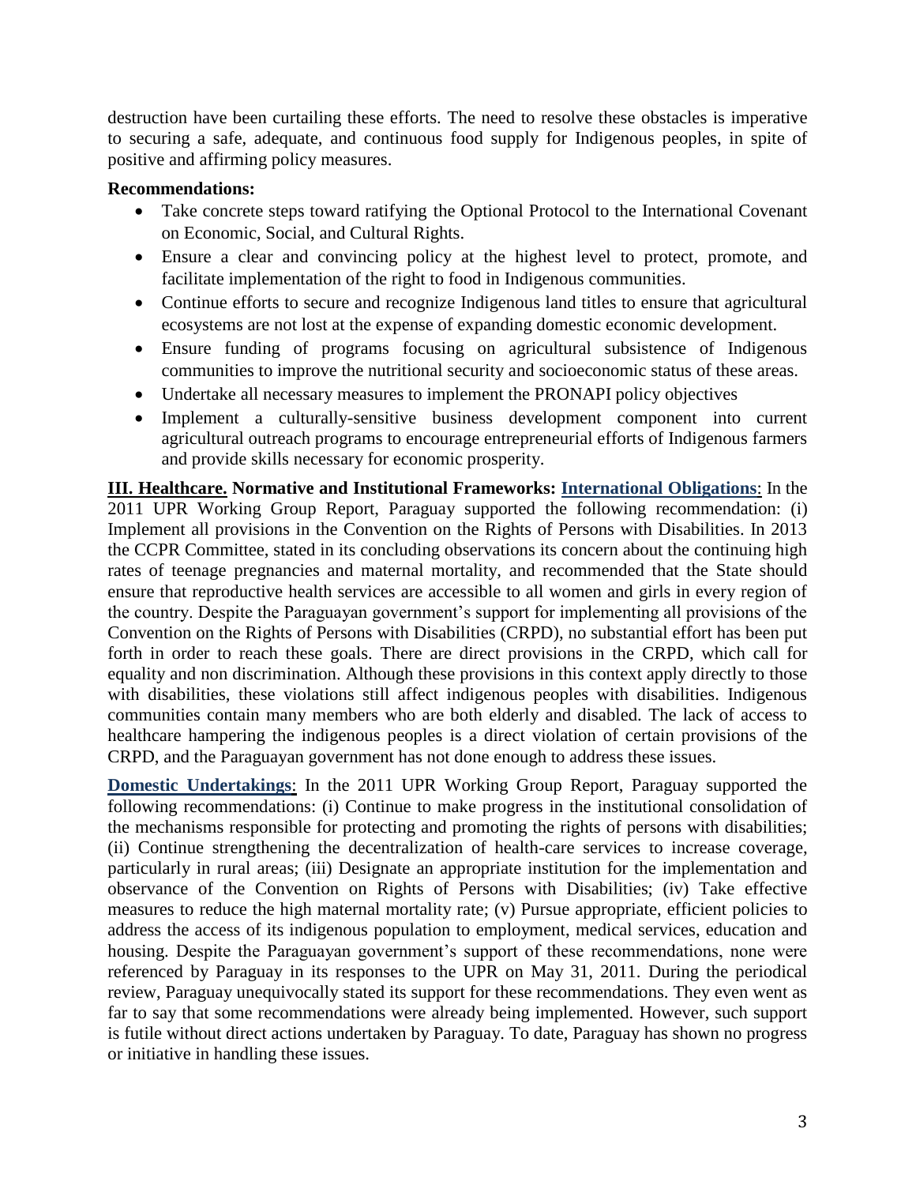destruction have been curtailing these efforts. The need to resolve these obstacles is imperative to securing a safe, adequate, and continuous food supply for Indigenous peoples, in spite of positive and affirming policy measures.

**Recommendations:**

- Take concrete steps toward ratifying the Optional Protocol to the International Covenant on Economic, Social, and Cultural Rights.
- Ensure a clear and convincing policy at the highest level to protect, promote, and facilitate implementation of the right to food in Indigenous communities.
- Continue efforts to secure and recognize Indigenous land titles to ensure that agricultural ecosystems are not lost at the expense of expanding domestic economic development.
- Ensure funding of programs focusing on agricultural subsistence of Indigenous communities to improve the nutritional security and socioeconomic status of these areas.
- Undertake all necessary measures to implement the PRONAPI policy objectives
- Implement a culturally-sensitive business development component into current agricultural outreach programs to encourage entrepreneurial efforts of Indigenous farmers and provide skills necessary for economic prosperity.

**III. Healthcare. Normative and Institutional Frameworks: International Obligations**: In the 2011 UPR Working Group Report, Paraguay supported the following recommendation: (i) Implement all provisions in the Convention on the Rights of Persons with Disabilities. In 2013 the CCPR Committee, stated in its concluding observations its concern about the continuing high rates of teenage pregnancies and maternal mortality, and recommended that the State should ensure that reproductive health services are accessible to all women and girls in every region of the country. Despite the Paraguayan government's support for implementing all provisions of the Convention on the Rights of Persons with Disabilities (CRPD), no substantial effort has been put forth in order to reach these goals. There are direct provisions in the CRPD, which call for equality and non discrimination. Although these provisions in this context apply directly to those with disabilities, these violations still affect indigenous peoples with disabilities. Indigenous communities contain many members who are both elderly and disabled. The lack of access to healthcare hampering the indigenous peoples is a direct violation of certain provisions of the CRPD, and the Paraguayan government has not done enough to address these issues.

**Domestic Undertakings**: In the 2011 UPR Working Group Report, Paraguay supported the following recommendations: (i) Continue to make progress in the institutional consolidation of the mechanisms responsible for protecting and promoting the rights of persons with disabilities; (ii) Continue strengthening the decentralization of health-care services to increase coverage, particularly in rural areas; (iii) Designate an appropriate institution for the implementation and observance of the Convention on Rights of Persons with Disabilities; (iv) Take effective measures to reduce the high maternal mortality rate; (v) Pursue appropriate, efficient policies to address the access of its indigenous population to employment, medical services, education and housing. Despite the Paraguayan government's support of these recommendations, none were referenced by Paraguay in its responses to the UPR on May 31, 2011. During the periodical review, Paraguay unequivocally stated its support for these recommendations. They even went as far to say that some recommendations were already being implemented. However, such support is futile without direct actions undertaken by Paraguay. To date, Paraguay has shown no progress or initiative in handling these issues.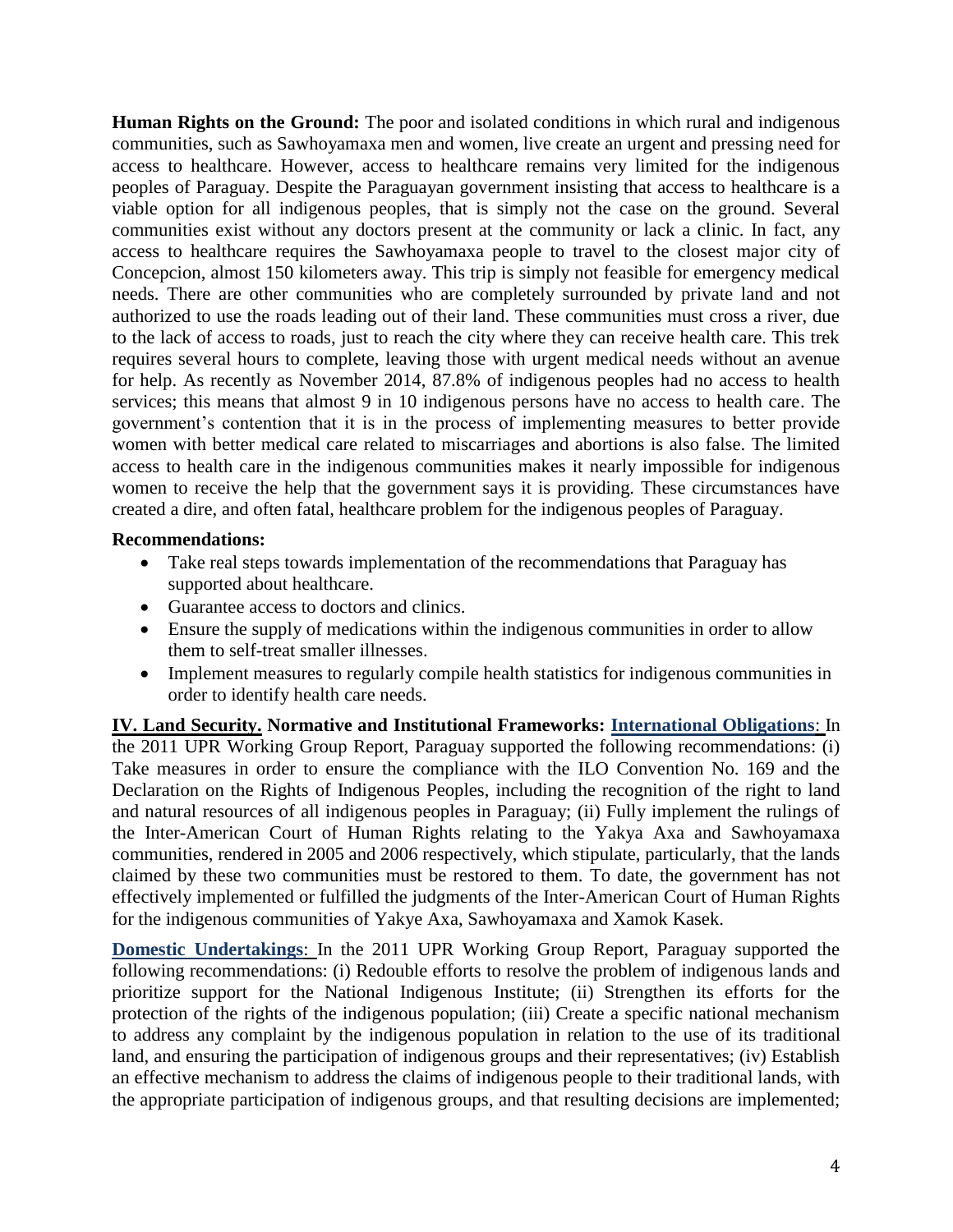**Human Rights on the Ground:** The poor and isolated conditions in which rural and indigenous communities, such as Sawhoyamaxa men and women, live create an urgent and pressing need for access to healthcare. However, access to healthcare remains very limited for the indigenous peoples of Paraguay. Despite the Paraguayan government insisting that access to healthcare is a viable option for all indigenous peoples, that is simply not the case on the ground. Several communities exist without any doctors present at the community or lack a clinic. In fact, any access to healthcare requires the Sawhoyamaxa people to travel to the closest major city of Concepcion, almost 150 kilometers away. This trip is simply not feasible for emergency medical needs. There are other communities who are completely surrounded by private land and not authorized to use the roads leading out of their land. These communities must cross a river, due to the lack of access to roads, just to reach the city where they can receive health care. This trek requires several hours to complete, leaving those with urgent medical needs without an avenue for help. As recently as November 2014, 87.8% of indigenous peoples had no access to health services; this means that almost 9 in 10 indigenous persons have no access to health care. The government's contention that it is in the process of implementing measures to better provide women with better medical care related to miscarriages and abortions is also false. The limited access to health care in the indigenous communities makes it nearly impossible for indigenous women to receive the help that the government says it is providing. These circumstances have created a dire, and often fatal, healthcare problem for the indigenous peoples of Paraguay.

**Recommendations:**

- Take real steps towards implementation of the recommendations that Paraguay has supported about healthcare.
- Guarantee access to doctors and clinics.
- Ensure the supply of medications within the indigenous communities in order to allow them to self-treat smaller illnesses.
- Implement measures to regularly compile health statistics for indigenous communities in order to identify health care needs.

**IV. Land Security. Normative and Institutional Frameworks: International Obligations**: In the 2011 UPR Working Group Report, Paraguay supported the following recommendations: (i) Take measures in order to ensure the compliance with the ILO Convention No. 169 and the Declaration on the Rights of Indigenous Peoples, including the recognition of the right to land and natural resources of all indigenous peoples in Paraguay; (ii) Fully implement the rulings of the Inter-American Court of Human Rights relating to the Yakya Axa and Sawhoyamaxa communities, rendered in 2005 and 2006 respectively, which stipulate, particularly, that the lands claimed by these two communities must be restored to them. To date, the government has not effectively implemented or fulfilled the judgments of the Inter-American Court of Human Rights for the indigenous communities of Yakye Axa, Sawhoyamaxa and Xamok Kasek.

**Domestic Undertakings**: In the 2011 UPR Working Group Report, Paraguay supported the following recommendations: (i) Redouble efforts to resolve the problem of indigenous lands and prioritize support for the National Indigenous Institute; (ii) Strengthen its efforts for the protection of the rights of the indigenous population; (iii) Create a specific national mechanism to address any complaint by the indigenous population in relation to the use of its traditional land, and ensuring the participation of indigenous groups and their representatives; (iv) Establish an effective mechanism to address the claims of indigenous people to their traditional lands, with the appropriate participation of indigenous groups, and that resulting decisions are implemented;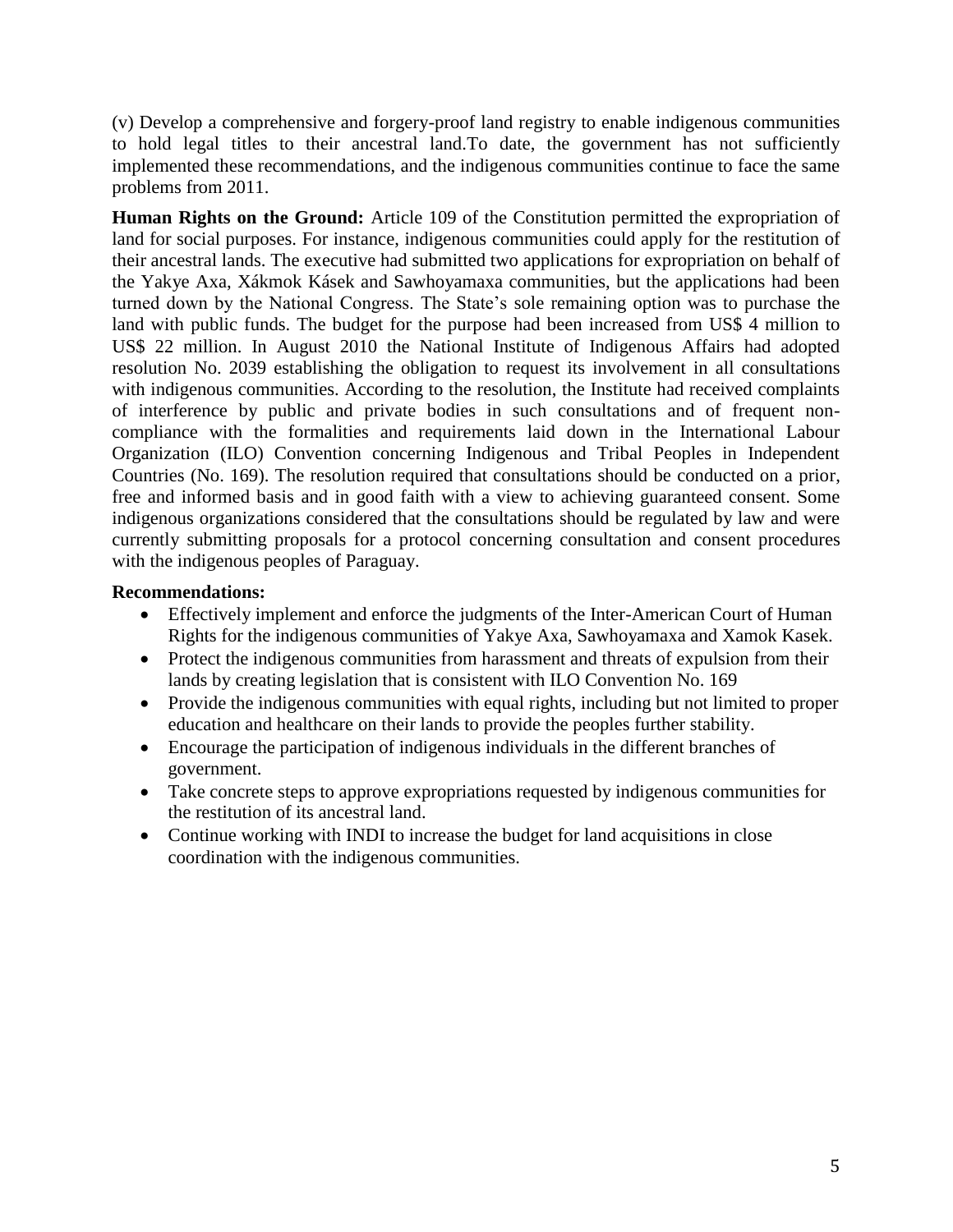(v) Develop a comprehensive and forgery-proof land registry to enable indigenous communities to hold legal titles to their ancestral land.To date, the government has not sufficiently implemented these recommendations, and the indigenous communities continue to face the same problems from 2011.

**Human Rights on the Ground:** Article 109 of the Constitution permitted the expropriation of land for social purposes. For instance, indigenous communities could apply for the restitution of their ancestral lands. The executive had submitted two applications for expropriation on behalf of the Yakye Axa, Xákmok Kásek and Sawhoyamaxa communities, but the applications had been turned down by the National Congress. The State's sole remaining option was to purchase the land with public funds. The budget for the purpose had been increased from US$ 4 million to US$ 22 million. In August 2010 the National Institute of Indigenous Affairs had adopted resolution No. 2039 establishing the obligation to request its involvement in all consultations with indigenous communities. According to the resolution, the Institute had received complaints of interference by public and private bodies in such consultations and of frequent non-compliance with the formalities and requirements laid down in the International Labour Organization (ILO) Convention concerning Indigenous and Tribal Peoples in Independent Countries (No. 169). The resolution required that consultations should be conducted on a prior, free and informed basis and in good faith with a view to achieving guaranteed consent. Some indigenous organizations considered that the consultations should be regulated by law and were currently submitting proposals for a protocol concerning consultation and consent procedures with the indigenous peoples of Paraguay.

**Recommendations:**

- Effectively implement and enforce the judgments of the Inter-American Court of Human Rights for the indigenous communities of Yakye Axa, Sawhoyamaxa and Xamok Kasek.
- Protect the indigenous communities from harassment and threats of expulsion from their lands by creating legislation that is consistent with ILO Convention No. 169
- Provide the indigenous communities with equal rights, including but not limited to proper education and healthcare on their lands to provide the peoples further stability.
- Encourage the participation of indigenous individuals in the different branches of government.
- Take concrete steps to approve expropriations requested by indigenous communities for the restitution of its ancestral land.
- Continue working with INDI to increase the budget for land acquisitions in close coordination with the indigenous communities.